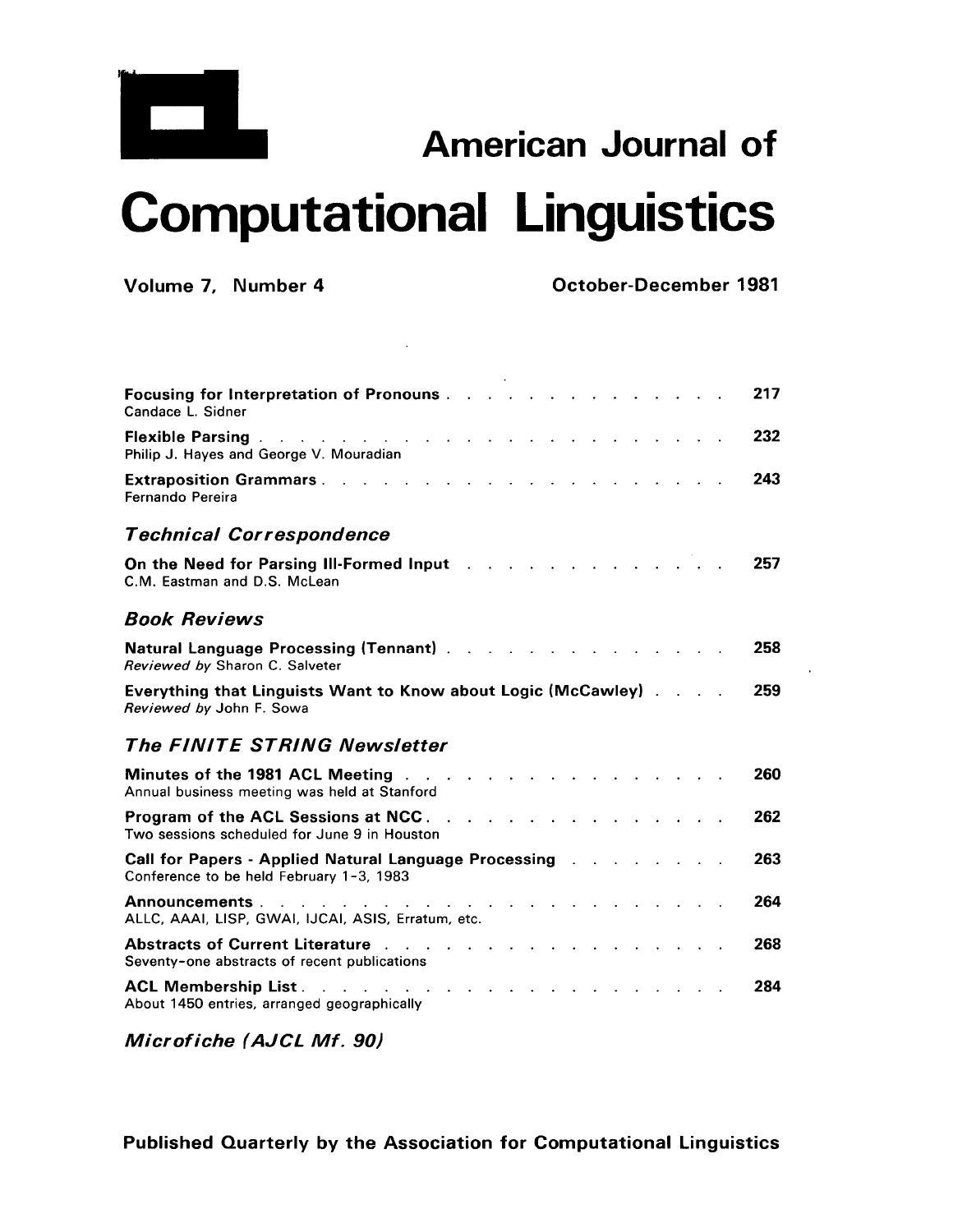# American Journal of Computational Linguistics

**Volume 7, Number 4** **October-December 1981**

**Focusing for Interpretation of Pronouns** . . . . . . . . . . . . . . . 217
Candace L. Sidner

**Flexible Parsing** . . . . . . . . . . . . . . . . . . . . . . . . 232
Philip J. Hayes and George V. Mouradian

**Extraposition Grammars** . . . . . . . . . . . . . . . . . . . . 243
Fernando Pereira

## *Technical Correspondence*

**On the Need for Parsing Ill-Formed Input** . . . . . . . . . . . . . 257
C.M. Eastman and D.S. McLean

## *Book Reviews*

**Natural Language Processing (Tennant)** . . . . . . . . . . . . . . 258
*Reviewed by* Sharon C. Salveter

**Everything that Linguists Want to Know about Logic (McCawley)** . . . . 259
*Reviewed by* John F. Sowa

## *The FINITE STRING Newsletter*

**Minutes of the 1981 ACL Meeting** . . . . . . . . . . . . . . . . 260
Annual business meeting was held at Stanford

**Program of the ACL Sessions at NCC** . . . . . . . . . . . . . . . 262
Two sessions scheduled for June 9 in Houston

**Call for Papers - Applied Natural Language Processing** . . . . . . . . 263
Conference to be held February 1-3, 1983

**Announcements** . . . . . . . . . . . . . . . . . . . . . . . . 264
ALLC, AAAI, LISP, GWAI, IJCAI, ASIS, Erratum, etc.

**Abstracts of Current Literature** . . . . . . . . . . . . . . . . . 268
Seventy-one abstracts of recent publications

**ACL Membership List** . . . . . . . . . . . . . . . . . . . . . . 284
About 1450 entries, arranged geographically

## *Microfiche (AJCL Mf. 90)*

**Published Quarterly by the Association for Computational Linguistics**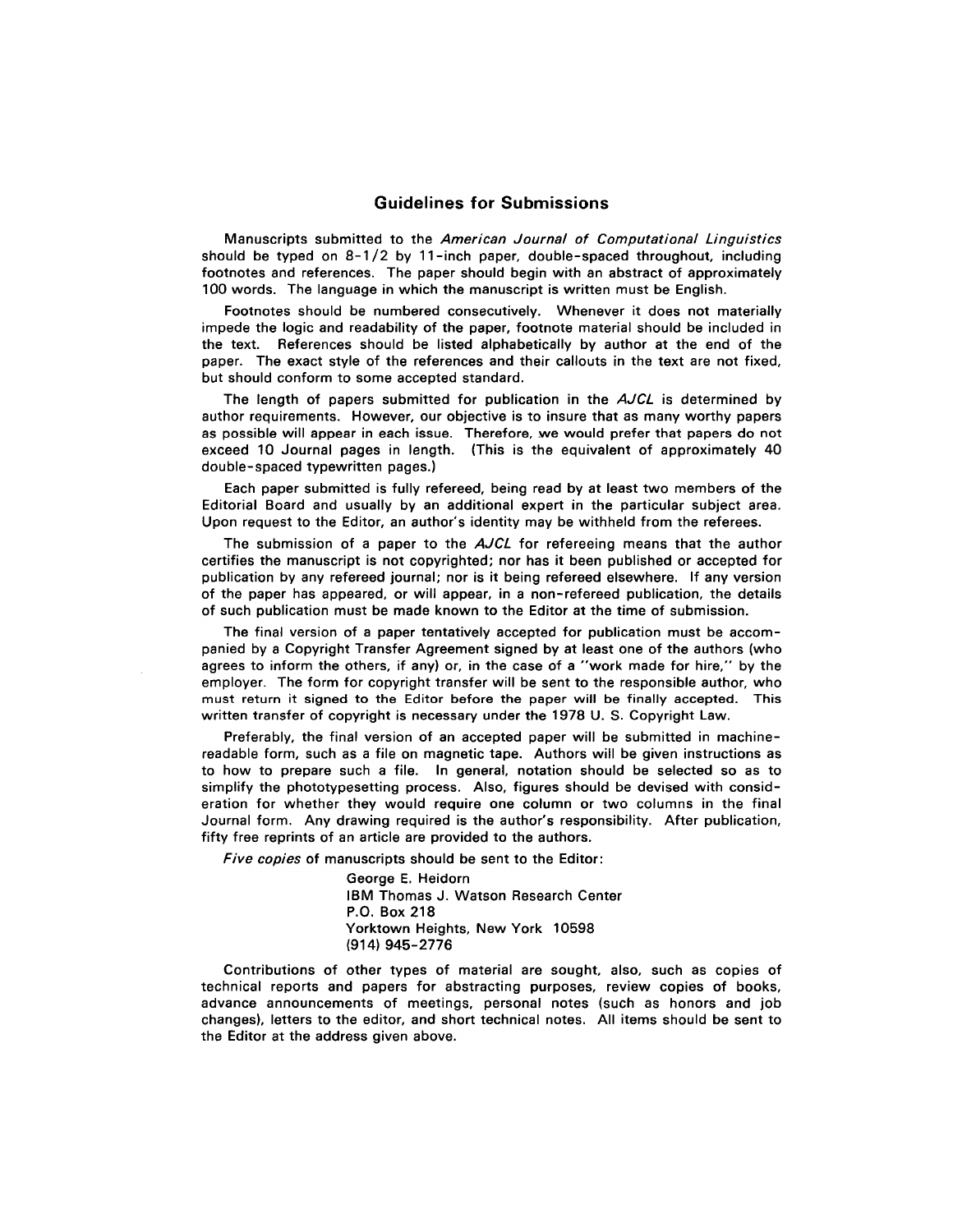## Guidelines for Submissions

Manuscripts submitted to the *American Journal of Computational Linguistics* should be typed on 8-1/2 by 11-inch paper, double-spaced throughout, including footnotes and references. The paper should begin with an abstract of approximately 100 words. The language in which the manuscript is written must be English.

Footnotes should be numbered consecutively. Whenever it does not materially impede the logic and readability of the paper, footnote material should be included in the text. References should be listed alphabetically by author at the end of the paper. The exact style of the references and their callouts in the text are not fixed, but should conform to some accepted standard.

The length of papers submitted for publication in the *AJCL* is determined by author requirements. However, our objective is to insure that as many worthy papers as possible will appear in each issue. Therefore, we would prefer that papers do not exceed 10 Journal pages in length. (This is the equivalent of approximately 40 double-spaced typewritten pages.)

Each paper submitted is fully refereed, being read by at least two members of the Editorial Board and usually by an additional expert in the particular subject area. Upon request to the Editor, an author's identity may be withheld from the referees.

The submission of a paper to the *AJCL* for refereeing means that the author certifies the manuscript is not copyrighted; nor has it been published or accepted for publication by any refereed journal; nor is it being refereed elsewhere. If any version of the paper has appeared, or will appear, in a non-refereed publication, the details of such publication must be made known to the Editor at the time of submission.

The final version of a paper tentatively accepted for publication must be accompanied by a Copyright Transfer Agreement signed by at least one of the authors (who agrees to inform the others, if any) or, in the case of a "work made for hire," by the employer. The form for copyright transfer will be sent to the responsible author, who must return it signed to the Editor before the paper will be finally accepted. This written transfer of copyright is necessary under the 1978 U. S. Copyright Law.

Preferably, the final version of an accepted paper will be submitted in machine-readable form, such as a file on magnetic tape. Authors will be given instructions as to how to prepare such a file. In general, notation should be selected so as to simplify the phototypesetting process. Also, figures should be devised with consideration for whether they would require one column or two columns in the final Journal form. Any drawing required is the author's responsibility. After publication, fifty free reprints of an article are provided to the authors.

*Five copies* of manuscripts should be sent to the Editor:

George E. Heidorn
IBM Thomas J. Watson Research Center
P.O. Box 218
Yorktown Heights, New York 10598
(914) 945-2776

Contributions of other types of material are sought, also, such as copies of technical reports and papers for abstracting purposes, review copies of books, advance announcements of meetings, personal notes (such as honors and job changes), letters to the editor, and short technical notes. All items should be sent to the Editor at the address given above.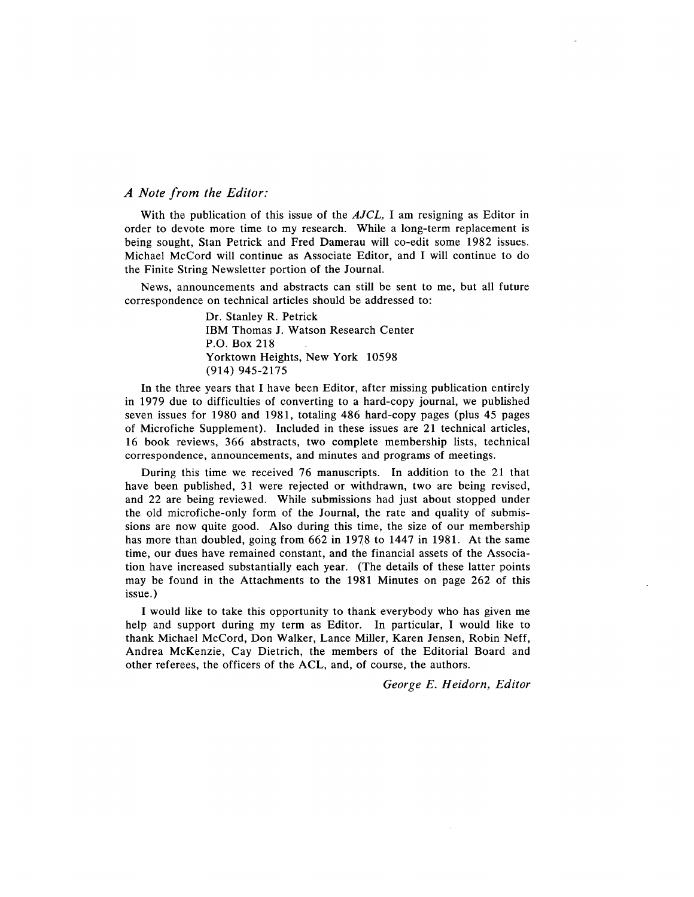*A Note from the Editor:*

With the publication of this issue of the *AJCL*, I am resigning as Editor in order to devote more time to my research. While a long-term replacement is being sought, Stan Petrick and Fred Damerau will co-edit some 1982 issues. Michael McCord will continue as Associate Editor, and I will continue to do the Finite String Newsletter portion of the Journal.

News, announcements and abstracts can still be sent to me, but all future correspondence on technical articles should be addressed to:

> Dr. Stanley R. Petrick
> IBM Thomas J. Watson Research Center
> P.O. Box 218
> Yorktown Heights, New York 10598
> (914) 945-2175

In the three years that I have been Editor, after missing publication entirely in 1979 due to difficulties of converting to a hard-copy journal, we published seven issues for 1980 and 1981, totaling 486 hard-copy pages (plus 45 pages of Microfiche Supplement). Included in these issues are 21 technical articles, 16 book reviews, 366 abstracts, two complete membership lists, technical correspondence, announcements, and minutes and programs of meetings.

During this time we received 76 manuscripts. In addition to the 21 that have been published, 31 were rejected or withdrawn, two are being revised, and 22 are being reviewed. While submissions had just about stopped under the old microfiche-only form of the Journal, the rate and quality of submissions are now quite good. Also during this time, the size of our membership has more than doubled, going from 662 in 1978 to 1447 in 1981. At the same time, our dues have remained constant, and the financial assets of the Association have increased substantially each year. (The details of these latter points may be found in the Attachments to the 1981 Minutes on page 262 of this issue.)

I would like to take this opportunity to thank everybody who has given me help and support during my term as Editor. In particular, I would like to thank Michael McCord, Don Walker, Lance Miller, Karen Jensen, Robin Neff, Andrea McKenzie, Cay Dietrich, the members of the Editorial Board and other referees, the officers of the ACL, and, of course, the authors.

*George E. Heidorn, Editor*